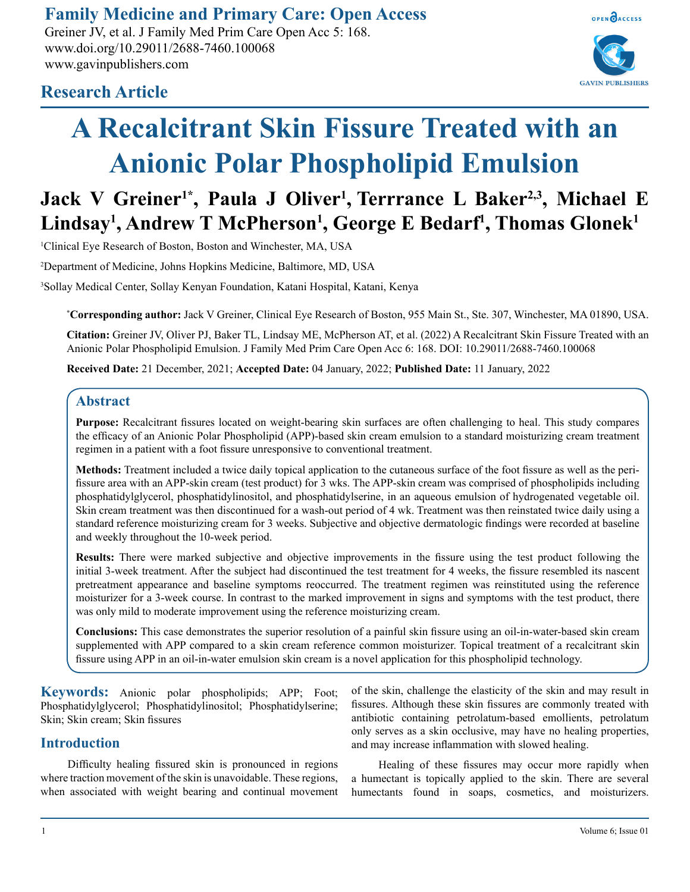Family Medicine and Primary Care: Open Access

Greiner JV, et al. J Family Med Prim Care Open Acc 5: 168.
www.doi.org/10.29011/2688-7460.100068
www.gavinpublishers.com

## Research Article

# A Recalcitrant Skin Fissure Treated with an Anionic Polar Phospholipid Emulsion

**Jack V Greiner[1*], Paula J Oliver[1], Terrrance L Baker[2,3], Michael E Lindsay[1], Andrew T McPherson[1], George E Bedarf[1], Thomas Glonek[1]**

[1]Clinical Eye Research of Boston, Boston and Winchester, MA, USA

[2]Department of Medicine, Johns Hopkins Medicine, Baltimore, MD, USA

[3]Sollay Medical Center, Sollay Kenyan Foundation, Katani Hospital, Katani, Kenya

[*]**Corresponding author:** Jack V Greiner, Clinical Eye Research of Boston, 955 Main St., Ste. 307, Winchester, MA 01890, USA.

**Citation:** Greiner JV, Oliver PJ, Baker TL, Lindsay ME, McPherson AT, et al. (2022) A Recalcitrant Skin Fissure Treated with an Anionic Polar Phospholipid Emulsion. J Family Med Prim Care Open Acc 6: 168. DOI: 10.29011/2688-7460.100068

**Received Date:** 21 December, 2021; **Accepted Date:** 04 January, 2022; **Published Date:** 11 January, 2022

## Abstract

**Purpose:** Recalcitrant fissures located on weight-bearing skin surfaces are often challenging to heal. This study compares the efficacy of an Anionic Polar Phospholipid (APP)-based skin cream emulsion to a standard moisturizing cream treatment regimen in a patient with a foot fissure unresponsive to conventional treatment.

**Methods:** Treatment included a twice daily topical application to the cutaneous surface of the foot fissure as well as the peri-fissure area with an APP-skin cream (test product) for 3 wks. The APP-skin cream was comprised of phospholipids including phosphatidylglycerol, phosphatidylinositol, and phosphatidylserine, in an aqueous emulsion of hydrogenated vegetable oil. Skin cream treatment was then discontinued for a wash-out period of 4 wk. Treatment was then reinstated twice daily using a standard reference moisturizing cream for 3 weeks. Subjective and objective dermatologic findings were recorded at baseline and weekly throughout the 10-week period.

**Results:** There were marked subjective and objective improvements in the fissure using the test product following the initial 3-week treatment. After the subject had discontinued the test treatment for 4 weeks, the fissure resembled its nascent pretreatment appearance and baseline symptoms reoccurred. The treatment regimen was reinstituted using the reference moisturizer for a 3-week course. In contrast to the marked improvement in signs and symptoms with the test product, there was only mild to moderate improvement using the reference moisturizing cream.

**Conclusions:** This case demonstrates the superior resolution of a painful skin fissure using an oil-in-water-based skin cream supplemented with APP compared to a skin cream reference common moisturizer. Topical treatment of a recalcitrant skin fissure using APP in an oil-in-water emulsion skin cream is a novel application for this phospholipid technology.

**Keywords:** Anionic polar phospholipids; APP; Foot; Phosphatidylglycerol; Phosphatidylinositol; Phosphatidylserine; Skin; Skin cream; Skin fissures

## Introduction

Difficulty healing fissured skin is pronounced in regions where traction movement of the skin is unavoidable. These regions, when associated with weight bearing and continual movement of the skin, challenge the elasticity of the skin and may result in fissures. Although these skin fissures are commonly treated with antibiotic containing petrolatum-based emollients, petrolatum only serves as a skin occlusive, may have no healing properties, and may increase inflammation with slowed healing.

Healing of these fissures may occur more rapidly when a humectant is topically applied to the skin. There are several humectants found in soaps, cosmetics, and moisturizers.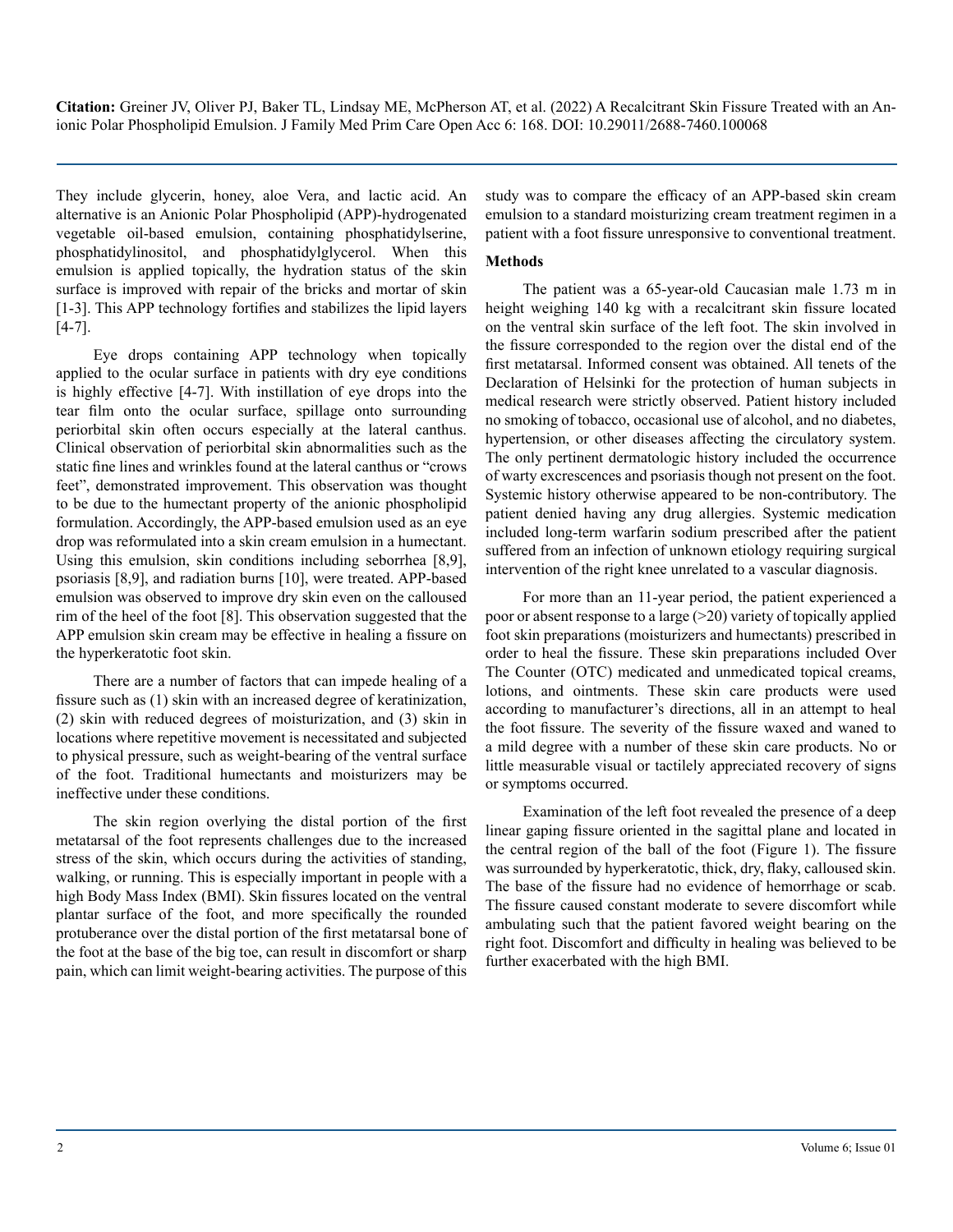They include glycerin, honey, aloe Vera, and lactic acid. An alternative is an Anionic Polar Phospholipid (APP)-hydrogenated vegetable oil-based emulsion, containing phosphatidylserine, phosphatidylinositol, and phosphatidylglycerol. When this emulsion is applied topically, the hydration status of the skin surface is improved with repair of the bricks and mortar of skin [1-3]. This APP technology fortifies and stabilizes the lipid layers [4-7].

Eye drops containing APP technology when topically applied to the ocular surface in patients with dry eye conditions is highly effective [4-7]. With instillation of eye drops into the tear film onto the ocular surface, spillage onto surrounding periorbital skin often occurs especially at the lateral canthus. Clinical observation of periorbital skin abnormalities such as the static fine lines and wrinkles found at the lateral canthus or "crows feet", demonstrated improvement. This observation was thought to be due to the humectant property of the anionic phospholipid formulation. Accordingly, the APP-based emulsion used as an eye drop was reformulated into a skin cream emulsion in a humectant. Using this emulsion, skin conditions including seborrhea [8,9], psoriasis [8,9], and radiation burns [10], were treated. APP-based emulsion was observed to improve dry skin even on the calloused rim of the heel of the foot [8]. This observation suggested that the APP emulsion skin cream may be effective in healing a fissure on the hyperkeratotic foot skin.

There are a number of factors that can impede healing of a fissure such as (1) skin with an increased degree of keratinization, (2) skin with reduced degrees of moisturization, and (3) skin in locations where repetitive movement is necessitated and subjected to physical pressure, such as weight-bearing of the ventral surface of the foot. Traditional humectants and moisturizers may be ineffective under these conditions.

The skin region overlying the distal portion of the first metatarsal of the foot represents challenges due to the increased stress of the skin, which occurs during the activities of standing, walking, or running. This is especially important in people with a high Body Mass Index (BMI). Skin fissures located on the ventral plantar surface of the foot, and more specifically the rounded protuberance over the distal portion of the first metatarsal bone of the foot at the base of the big toe, can result in discomfort or sharp pain, which can limit weight-bearing activities. The purpose of this study was to compare the efficacy of an APP-based skin cream emulsion to a standard moisturizing cream treatment regimen in a patient with a foot fissure unresponsive to conventional treatment.

## Methods

The patient was a 65-year-old Caucasian male 1.73 m in height weighing 140 kg with a recalcitrant skin fissure located on the ventral skin surface of the left foot. The skin involved in the fissure corresponded to the region over the distal end of the first metatarsal. Informed consent was obtained. All tenets of the Declaration of Helsinki for the protection of human subjects in medical research were strictly observed. Patient history included no smoking of tobacco, occasional use of alcohol, and no diabetes, hypertension, or other diseases affecting the circulatory system. The only pertinent dermatologic history included the occurrence of warty excrescences and psoriasis though not present on the foot. Systemic history otherwise appeared to be non-contributory. The patient denied having any drug allergies. Systemic medication included long-term warfarin sodium prescribed after the patient suffered from an infection of unknown etiology requiring surgical intervention of the right knee unrelated to a vascular diagnosis.

For more than an 11-year period, the patient experienced a poor or absent response to a large (>20) variety of topically applied foot skin preparations (moisturizers and humectants) prescribed in order to heal the fissure. These skin preparations included Over The Counter (OTC) medicated and unmedicated topical creams, lotions, and ointments. These skin care products were used according to manufacturer's directions, all in an attempt to heal the foot fissure. The severity of the fissure waxed and waned to a mild degree with a number of these skin care products. No or little measurable visual or tactilely appreciated recovery of signs or symptoms occurred.

Examination of the left foot revealed the presence of a deep linear gaping fissure oriented in the sagittal plane and located in the central region of the ball of the foot (Figure 1). The fissure was surrounded by hyperkeratotic, thick, dry, flaky, calloused skin. The base of the fissure had no evidence of hemorrhage or scab. The fissure caused constant moderate to severe discomfort while ambulating such that the patient favored weight bearing on the right foot. Discomfort and difficulty in healing was believed to be further exacerbated with the high BMI.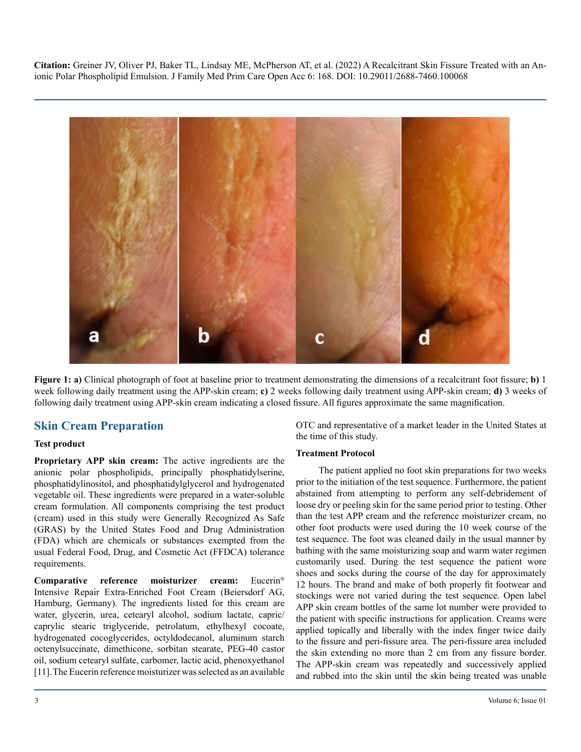**Figure 1: a)** Clinical photograph of foot at baseline prior to treatment demonstrating the dimensions of a recalcitrant foot fissure; **b)** 1 week following daily treatment using the APP-skin cream; **c)** 2 weeks following daily treatment using APP-skin cream; **d)** 3 weeks of following daily treatment using APP-skin cream indicating a closed fissure. All figures approximate the same magnification.

## Skin Cream Preparation

### Test product

**Proprietary APP skin cream:** The active ingredients are the anionic polar phospholipids, principally phosphatidylserine, phosphatidylinositol, and phosphatidylglycerol and hydrogenated vegetable oil. These ingredients were prepared in a water-soluble cream formulation. All components comprising the test product (cream) used in this study were Generally Recognized As Safe (GRAS) by the United States Food and Drug Administration (FDA) which are chemicals or substances exempted from the usual Federal Food, Drug, and Cosmetic Act (FFDCA) tolerance requirements.

**Comparative reference moisturizer cream:** Eucerin® Intensive Repair Extra-Enriched Foot Cream (Beiersdorf AG, Hamburg, Germany). The ingredients listed for this cream are water, glycerin, urea, cetearyl alcohol, sodium lactate, capric/caprylic stearic triglyceride, petrolatum, ethylhexyl cocoate, hydrogenated cocoglycerides, octyldodecanol, aluminum starch octenylsuccinate, dimethicone, sorbitan stearate, PEG-40 castor oil, sodium cetearyl sulfate, carbomer, lactic acid, phenoxyethanol [11]. The Eucerin reference moisturizer was selected as an available OTC and representative of a market leader in the United States at the time of this study.

### Treatment Protocol

The patient applied no foot skin preparations for two weeks prior to the initiation of the test sequence. Furthermore, the patient abstained from attempting to perform any self-debridement of loose dry or peeling skin for the same period prior to testing. Other than the test APP cream and the reference moisturizer cream, no other foot products were used during the 10 week course of the test sequence. The foot was cleaned daily in the usual manner by bathing with the same moisturizing soap and warm water regimen customarily used. During the test sequence the patient wore shoes and socks during the course of the day for approximately 12 hours. The brand and make of both properly fit footwear and stockings were not varied during the test sequence. Open label APP skin cream bottles of the same lot number were provided to the patient with specific instructions for application. Creams were applied topically and liberally with the index finger twice daily to the fissure and peri-fissure area. The peri-fissure area included the skin extending no more than 2 cm from any fissure border. The APP-skin cream was repeatedly and successively applied and rubbed into the skin until the skin being treated was unable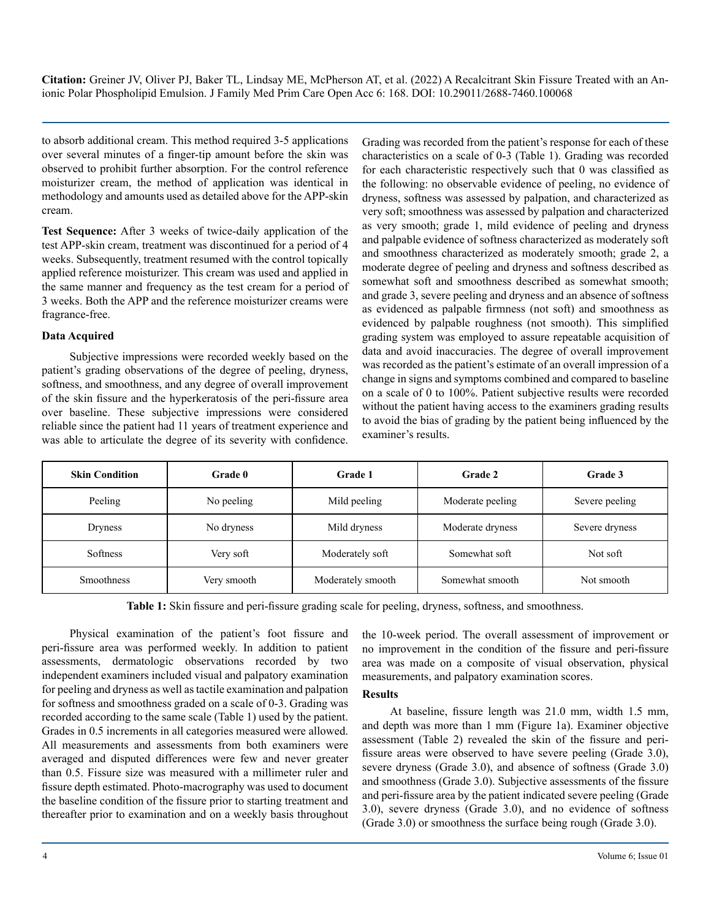to absorb additional cream. This method required 3-5 applications over several minutes of a finger-tip amount before the skin was observed to prohibit further absorption. For the control reference moisturizer cream, the method of application was identical in methodology and amounts used as detailed above for the APP-skin cream.

**Test Sequence:** After 3 weeks of twice-daily application of the test APP-skin cream, treatment was discontinued for a period of 4 weeks. Subsequently, treatment resumed with the control topically applied reference moisturizer. This cream was used and applied in the same manner and frequency as the test cream for a period of 3 weeks. Both the APP and the reference moisturizer creams were fragrance-free.

### Data Acquired

Subjective impressions were recorded weekly based on the patient's grading observations of the degree of peeling, dryness, softness, and smoothness, and any degree of overall improvement of the skin fissure and the hyperkeratosis of the peri-fissure area over baseline. These subjective impressions were considered reliable since the patient had 11 years of treatment experience and was able to articulate the degree of its severity with confidence. Grading was recorded from the patient's response for each of these characteristics on a scale of 0-3 (Table 1). Grading was recorded for each characteristic respectively such that 0 was classified as the following: no observable evidence of peeling, no evidence of dryness, softness was assessed by palpation, and characterized as very soft; smoothness was assessed by palpation and characterized as very smooth; grade 1, mild evidence of peeling and dryness and palpable evidence of softness characterized as moderately soft and smoothness characterized as moderately smooth; grade 2, a moderate degree of peeling and dryness and softness described as somewhat soft and smoothness described as somewhat smooth; and grade 3, severe peeling and dryness and an absence of softness as evidenced as palpable firmness (not soft) and smoothness as evidenced by palpable roughness (not smooth). This simplified grading system was employed to assure repeatable acquisition of data and avoid inaccuracies. The degree of overall improvement was recorded as the patient's estimate of an overall impression of a change in signs and symptoms combined and compared to baseline on a scale of 0 to 100%. Patient subjective results were recorded without the patient having access to the examiners grading results to avoid the bias of grading by the patient being influenced by the examiner's results.

| Skin Condition | Grade 0 | Grade 1 | Grade 2 | Grade 3 |
|---|---|---|---|---|
| Peeling | No peeling | Mild peeling | Moderate peeling | Severe peeling |
| Dryness | No dryness | Mild dryness | Moderate dryness | Severe dryness |
| Softness | Very soft | Moderately soft | Somewhat soft | Not soft |
| Smoothness | Very smooth | Moderately smooth | Somewhat smooth | Not smooth |

**Table 1:** Skin fissure and peri-fissure grading scale for peeling, dryness, softness, and smoothness.

Physical examination of the patient's foot fissure and peri-fissure area was performed weekly. In addition to patient assessments, dermatologic observations recorded by two independent examiners included visual and palpatory examination for peeling and dryness as well as tactile examination and palpation for softness and smoothness graded on a scale of 0-3. Grading was recorded according to the same scale (Table 1) used by the patient. Grades in 0.5 increments in all categories measured were allowed. All measurements and assessments from both examiners were averaged and disputed differences were few and never greater than 0.5. Fissure size was measured with a millimeter ruler and fissure depth estimated. Photo-macrography was used to document the baseline condition of the fissure prior to starting treatment and thereafter prior to examination and on a weekly basis throughout the 10-week period. The overall assessment of improvement or no improvement in the condition of the fissure and peri-fissure area was made on a composite of visual observation, physical measurements, and palpatory examination scores.

### Results

At baseline, fissure length was 21.0 mm, width 1.5 mm, and depth was more than 1 mm (Figure 1a). Examiner objective assessment (Table 2) revealed the skin of the fissure and peri-fissure areas were observed to have severe peeling (Grade 3.0), severe dryness (Grade 3.0), and absence of softness (Grade 3.0) and smoothness (Grade 3.0). Subjective assessments of the fissure and peri-fissure area by the patient indicated severe peeling (Grade 3.0), severe dryness (Grade 3.0), and no evidence of softness (Grade 3.0) or smoothness the surface being rough (Grade 3.0).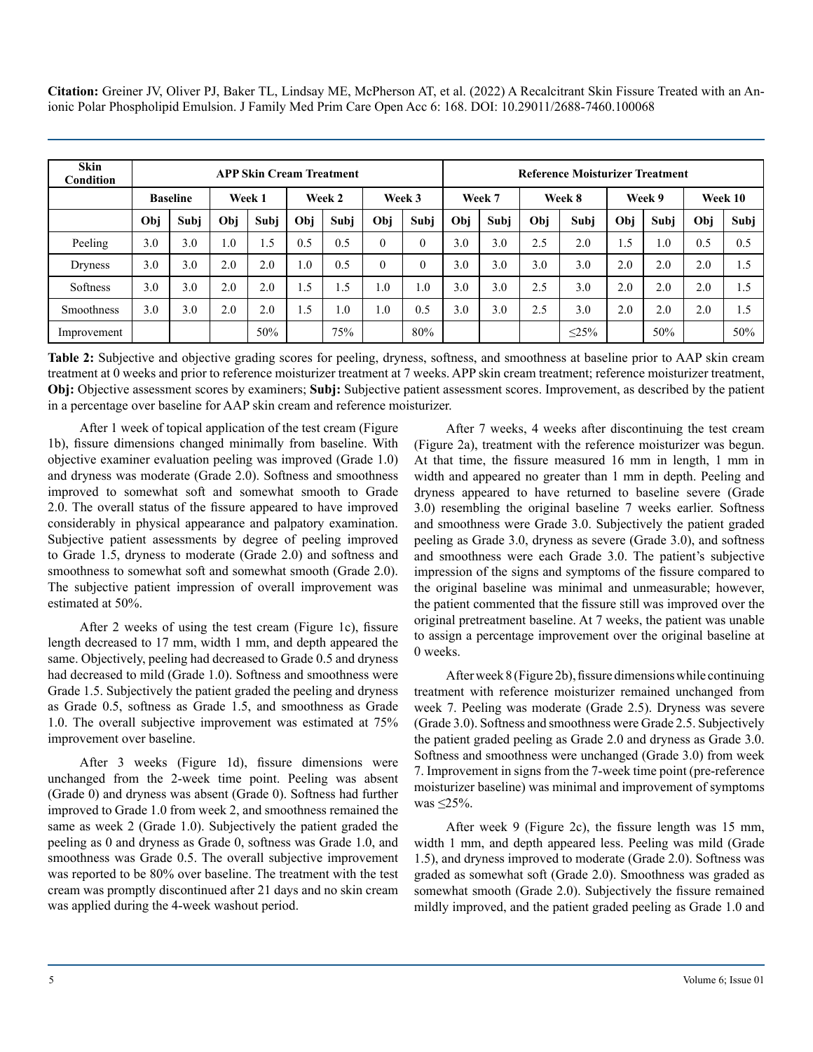| Skin Condition | APP Skin Cream Treatment | | | | | | | | Reference Moisturizer Treatment | | | | | | | |
|---|---|---|---|---|---|---|---|---|---|---|---|---|---|---|---|---|
| | Baseline | | Week 1 | | Week 2 | | Week 3 | | Week 7 | | Week 8 | | Week 9 | | Week 10 | |
| | Obj | Subj | Obj | Subj | Obj | Subj | Obj | Subj | Obj | Subj | Obj | Subj | Obj | Subj | Obj | Subj |
| Peeling | 3.0 | 3.0 | 1.0 | 1.5 | 0.5 | 0.5 | 0 | 0 | 3.0 | 3.0 | 2.5 | 2.0 | 1.5 | 1.0 | 0.5 | 0.5 |
| Dryness | 3.0 | 3.0 | 2.0 | 2.0 | 1.0 | 0.5 | 0 | 0 | 3.0 | 3.0 | 3.0 | 3.0 | 2.0 | 2.0 | 2.0 | 1.5 |
| Softness | 3.0 | 3.0 | 2.0 | 2.0 | 1.5 | 1.5 | 1.0 | 1.0 | 3.0 | 3.0 | 2.5 | 3.0 | 2.0 | 2.0 | 2.0 | 1.5 |
| Smoothness | 3.0 | 3.0 | 2.0 | 2.0 | 1.5 | 1.0 | 1.0 | 0.5 | 3.0 | 3.0 | 2.5 | 3.0 | 2.0 | 2.0 | 2.0 | 1.5 |
| Improvement | | | | 50% | | 75% | | 80% | | | | ≤25% | | 50% | | 50% |

**Table 2:** Subjective and objective grading scores for peeling, dryness, softness, and smoothness at baseline prior to AAP skin cream treatment at 0 weeks and prior to reference moisturizer treatment at 7 weeks. APP skin cream treatment; reference moisturizer treatment, **Obj:** Objective assessment scores by examiners; **Subj:** Subjective patient assessment scores. Improvement, as described by the patient in a percentage over baseline for AAP skin cream and reference moisturizer.

After 1 week of topical application of the test cream (Figure 1b), fissure dimensions changed minimally from baseline. With objective examiner evaluation peeling was improved (Grade 1.0) and dryness was moderate (Grade 2.0). Softness and smoothness improved to somewhat soft and somewhat smooth to Grade 2.0. The overall status of the fissure appeared to have improved considerably in physical appearance and palpatory examination. Subjective patient assessments by degree of peeling improved to Grade 1.5, dryness to moderate (Grade 2.0) and softness and smoothness to somewhat soft and somewhat smooth (Grade 2.0). The subjective patient impression of overall improvement was estimated at 50%.

After 2 weeks of using the test cream (Figure 1c), fissure length decreased to 17 mm, width 1 mm, and depth appeared the same. Objectively, peeling had decreased to Grade 0.5 and dryness had decreased to mild (Grade 1.0). Softness and smoothness were Grade 1.5. Subjectively the patient graded the peeling and dryness as Grade 0.5, softness as Grade 1.5, and smoothness as Grade 1.0. The overall subjective improvement was estimated at 75% improvement over baseline.

After 3 weeks (Figure 1d), fissure dimensions were unchanged from the 2-week time point. Peeling was absent (Grade 0) and dryness was absent (Grade 0). Softness had further improved to Grade 1.0 from week 2, and smoothness remained the same as week 2 (Grade 1.0). Subjectively the patient graded the peeling as 0 and dryness as Grade 0, softness was Grade 1.0, and smoothness was Grade 0.5. The overall subjective improvement was reported to be 80% over baseline. The treatment with the test cream was promptly discontinued after 21 days and no skin cream was applied during the 4-week washout period.

After 7 weeks, 4 weeks after discontinuing the test cream (Figure 2a), treatment with the reference moisturizer was begun. At that time, the fissure measured 16 mm in length, 1 mm in width and appeared no greater than 1 mm in depth. Peeling and dryness appeared to have returned to baseline severe (Grade 3.0) resembling the original baseline 7 weeks earlier. Softness and smoothness were Grade 3.0. Subjectively the patient graded peeling as Grade 3.0, dryness as severe (Grade 3.0), and softness and smoothness were each Grade 3.0. The patient's subjective impression of the signs and symptoms of the fissure compared to the original baseline was minimal and unmeasurable; however, the patient commented that the fissure still was improved over the original pretreatment baseline. At 7 weeks, the patient was unable to assign a percentage improvement over the original baseline at 0 weeks.

After week 8 (Figure 2b), fissure dimensions while continuing treatment with reference moisturizer remained unchanged from week 7. Peeling was moderate (Grade 2.5). Dryness was severe (Grade 3.0). Softness and smoothness were Grade 2.5. Subjectively the patient graded peeling as Grade 2.0 and dryness as Grade 3.0. Softness and smoothness were unchanged (Grade 3.0) from week 7. Improvement in signs from the 7-week time point (pre-reference moisturizer baseline) was minimal and improvement of symptoms was ≤25%.

After week 9 (Figure 2c), the fissure length was 15 mm, width 1 mm, and depth appeared less. Peeling was mild (Grade 1.5), and dryness improved to moderate (Grade 2.0). Softness was graded as somewhat soft (Grade 2.0). Smoothness was graded as somewhat smooth (Grade 2.0). Subjectively the fissure remained mildly improved, and the patient graded peeling as Grade 1.0 and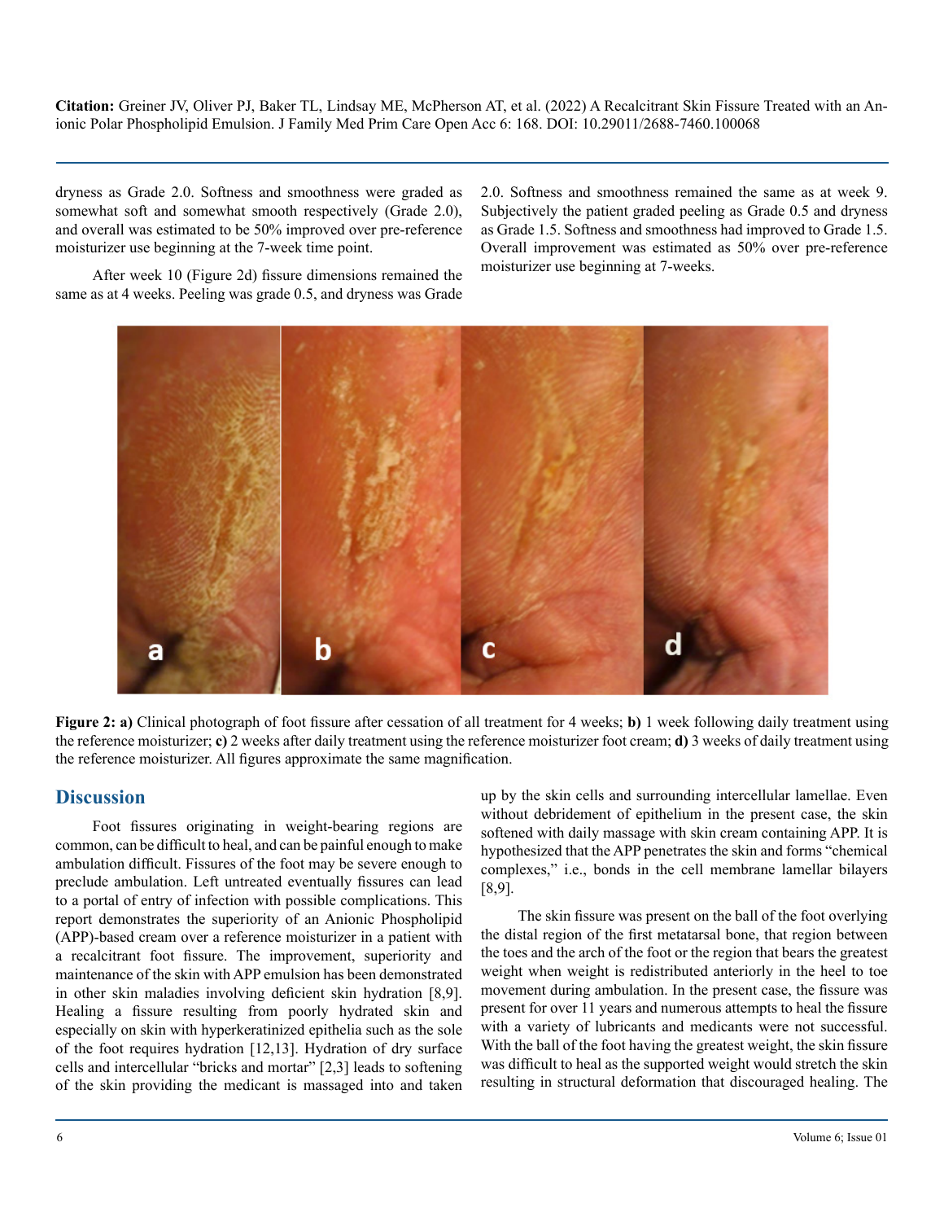dryness as Grade 2.0. Softness and smoothness were graded as somewhat soft and somewhat smooth respectively (Grade 2.0), and overall was estimated to be 50% improved over pre-reference moisturizer use beginning at the 7-week time point.

After week 10 (Figure 2d) fissure dimensions remained the same as at 4 weeks. Peeling was grade 0.5, and dryness was Grade 2.0. Softness and smoothness remained the same as at week 9. Subjectively the patient graded peeling as Grade 0.5 and dryness as Grade 1.5. Softness and smoothness had improved to Grade 1.5. Overall improvement was estimated as 50% over pre-reference moisturizer use beginning at 7-weeks.

**Figure 2: a)** Clinical photograph of foot fissure after cessation of all treatment for 4 weeks; **b)** 1 week following daily treatment using the reference moisturizer; **c)** 2 weeks after daily treatment using the reference moisturizer foot cream; **d)** 3 weeks of daily treatment using the reference moisturizer. All figures approximate the same magnification.

## Discussion

Foot fissures originating in weight-bearing regions are common, can be difficult to heal, and can be painful enough to make ambulation difficult. Fissures of the foot may be severe enough to preclude ambulation. Left untreated eventually fissures can lead to a portal of entry of infection with possible complications. This report demonstrates the superiority of an Anionic Phospholipid (APP)-based cream over a reference moisturizer in a patient with a recalcitrant foot fissure. The improvement, superiority and maintenance of the skin with APP emulsion has been demonstrated in other skin maladies involving deficient skin hydration [8,9]. Healing a fissure resulting from poorly hydrated skin and especially on skin with hyperkeratinized epithelia such as the sole of the foot requires hydration [12,13]. Hydration of dry surface cells and intercellular "bricks and mortar" [2,3] leads to softening of the skin providing the medicant is massaged into and taken up by the skin cells and surrounding intercellular lamellae. Even without debridement of epithelium in the present case, the skin softened with daily massage with skin cream containing APP. It is hypothesized that the APP penetrates the skin and forms "chemical complexes," i.e., bonds in the cell membrane lamellar bilayers [8,9].

The skin fissure was present on the ball of the foot overlying the distal region of the first metatarsal bone, that region between the toes and the arch of the foot or the region that bears the greatest weight when weight is redistributed anteriorly in the heel to toe movement during ambulation. In the present case, the fissure was present for over 11 years and numerous attempts to heal the fissure with a variety of lubricants and medicants were not successful. With the ball of the foot having the greatest weight, the skin fissure was difficult to heal as the supported weight would stretch the skin resulting in structural deformation that discouraged healing. The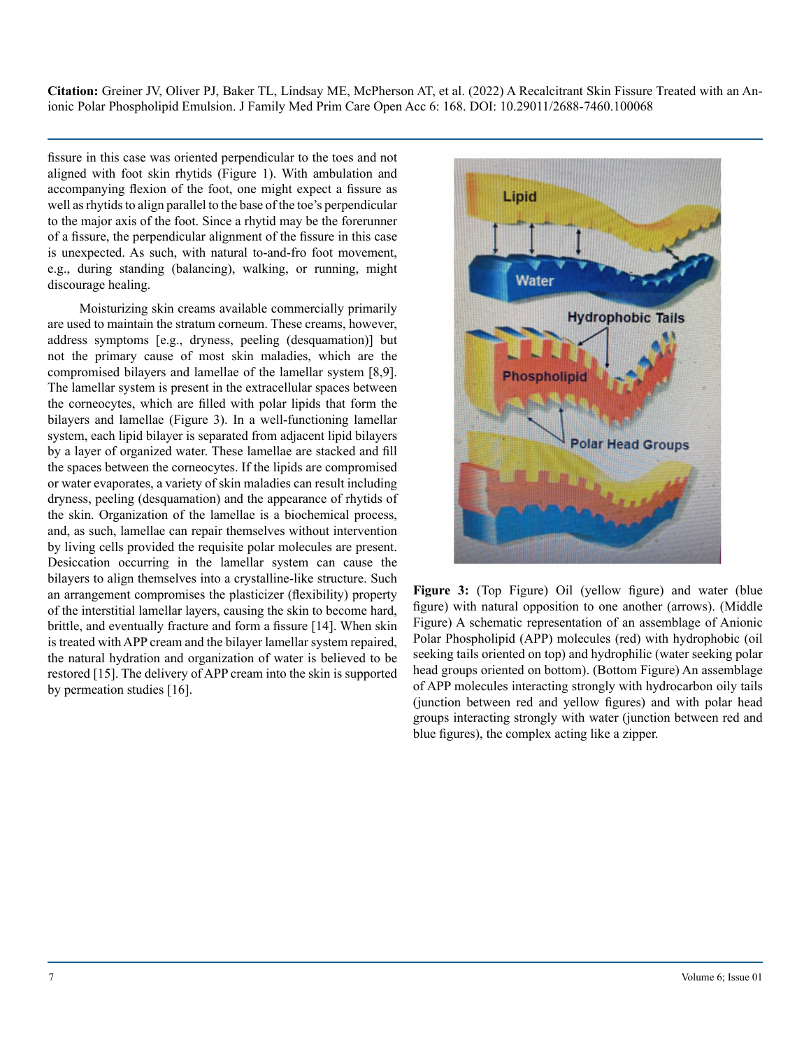fissure in this case was oriented perpendicular to the toes and not aligned with foot skin rhytids (Figure 1). With ambulation and accompanying flexion of the foot, one might expect a fissure as well as rhytids to align parallel to the base of the toe's perpendicular to the major axis of the foot. Since a rhytid may be the forerunner of a fissure, the perpendicular alignment of the fissure in this case is unexpected. As such, with natural to-and-fro foot movement, e.g., during standing (balancing), walking, or running, might discourage healing.

Moisturizing skin creams available commercially primarily are used to maintain the stratum corneum. These creams, however, address symptoms [e.g., dryness, peeling (desquamation)] but not the primary cause of most skin maladies, which are the compromised bilayers and lamellae of the lamellar system [8,9]. The lamellar system is present in the extracellular spaces between the corneocytes, which are filled with polar lipids that form the bilayers and lamellae (Figure 3). In a well-functioning lamellar system, each lipid bilayer is separated from adjacent lipid bilayers by a layer of organized water. These lamellae are stacked and fill the spaces between the corneocytes. If the lipids are compromised or water evaporates, a variety of skin maladies can result including dryness, peeling (desquamation) and the appearance of rhytids of the skin. Organization of the lamellae is a biochemical process, and, as such, lamellae can repair themselves without intervention by living cells provided the requisite polar molecules are present. Desiccation occurring in the lamellar system can cause the bilayers to align themselves into a crystalline-like structure. Such an arrangement compromises the plasticizer (flexibility) property of the interstitial lamellar layers, causing the skin to become hard, brittle, and eventually fracture and form a fissure [14]. When skin is treated with APP cream and the bilayer lamellar system repaired, the natural hydration and organization of water is believed to be restored [15]. The delivery of APP cream into the skin is supported by permeation studies [16].

**Figure 3:** (Top Figure) Oil (yellow figure) and water (blue figure) with natural opposition to one another (arrows). (Middle Figure) A schematic representation of an assemblage of Anionic Polar Phospholipid (APP) molecules (red) with hydrophobic (oil seeking tails oriented on top) and hydrophilic (water seeking polar head groups oriented on bottom). (Bottom Figure) An assemblage of APP molecules interacting strongly with hydrocarbon oily tails (junction between red and yellow figures) and with polar head groups interacting strongly with water (junction between red and blue figures), the complex acting like a zipper.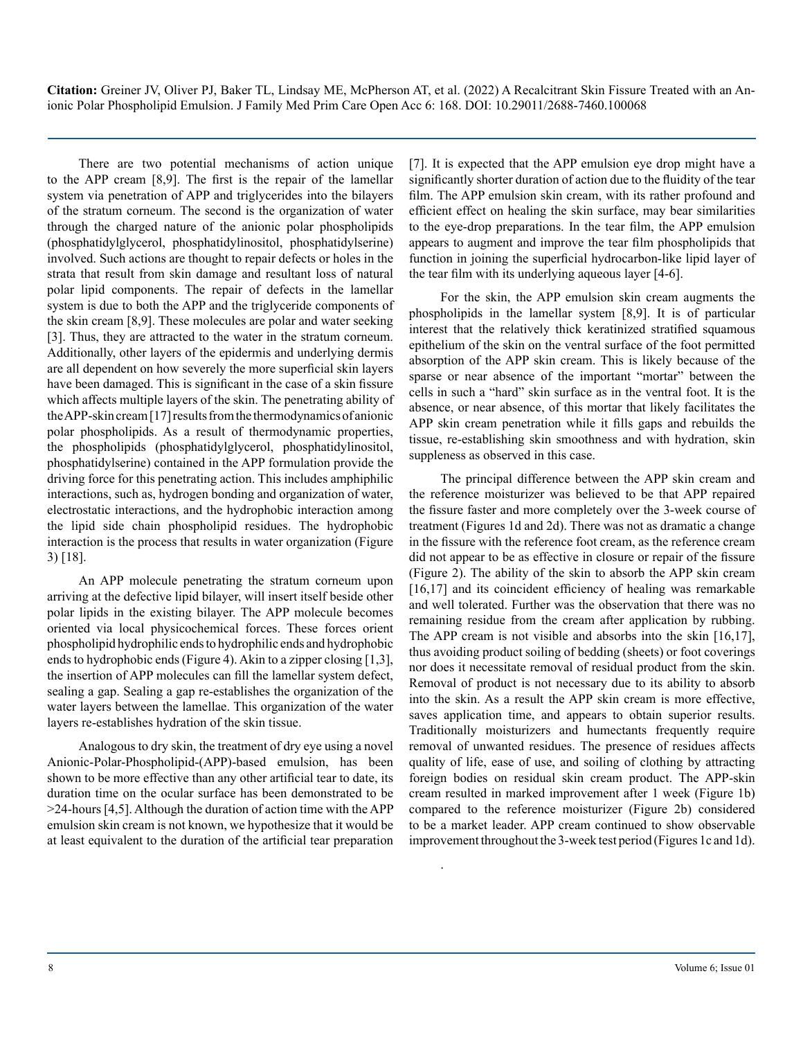There are two potential mechanisms of action unique to the APP cream [8,9]. The first is the repair of the lamellar system via penetration of APP and triglycerides into the bilayers of the stratum corneum. The second is the organization of water through the charged nature of the anionic polar phospholipids (phosphatidylglycerol, phosphatidylinositol, phosphatidylserine) involved. Such actions are thought to repair defects or holes in the strata that result from skin damage and resultant loss of natural polar lipid components. The repair of defects in the lamellar system is due to both the APP and the triglyceride components of the skin cream [8,9]. These molecules are polar and water seeking [3]. Thus, they are attracted to the water in the stratum corneum. Additionally, other layers of the epidermis and underlying dermis are all dependent on how severely the more superficial skin layers have been damaged. This is significant in the case of a skin fissure which affects multiple layers of the skin. The penetrating ability of the APP-skin cream [17] results from the thermodynamics of anionic polar phospholipids. As a result of thermodynamic properties, the phospholipids (phosphatidylglycerol, phosphatidylinositol, phosphatidylserine) contained in the APP formulation provide the driving force for this penetrating action. This includes amphiphilic interactions, such as, hydrogen bonding and organization of water, electrostatic interactions, and the hydrophobic interaction among the lipid side chain phospholipid residues. The hydrophobic interaction is the process that results in water organization (Figure 3) [18].

An APP molecule penetrating the stratum corneum upon arriving at the defective lipid bilayer, will insert itself beside other polar lipids in the existing bilayer. The APP molecule becomes oriented via local physicochemical forces. These forces orient phospholipid hydrophilic ends to hydrophilic ends and hydrophobic ends to hydrophobic ends (Figure 4). Akin to a zipper closing [1,3], the insertion of APP molecules can fill the lamellar system defect, sealing a gap. Sealing a gap re-establishes the organization of the water layers between the lamellae. This organization of the water layers re-establishes hydration of the skin tissue.

Analogous to dry skin, the treatment of dry eye using a novel Anionic-Polar-Phospholipid-(APP)-based emulsion, has been shown to be more effective than any other artificial tear to date, its duration time on the ocular surface has been demonstrated to be >24-hours [4,5]. Although the duration of action time with the APP emulsion skin cream is not known, we hypothesize that it would be at least equivalent to the duration of the artificial tear preparation [7]. It is expected that the APP emulsion eye drop might have a significantly shorter duration of action due to the fluidity of the tear film. The APP emulsion skin cream, with its rather profound and efficient effect on healing the skin surface, may bear similarities to the eye-drop preparations. In the tear film, the APP emulsion appears to augment and improve the tear film phospholipids that function in joining the superficial hydrocarbon-like lipid layer of the tear film with its underlying aqueous layer [4-6].

For the skin, the APP emulsion skin cream augments the phospholipids in the lamellar system [8,9]. It is of particular interest that the relatively thick keratinized stratified squamous epithelium of the skin on the ventral surface of the foot permitted absorption of the APP skin cream. This is likely because of the sparse or near absence of the important "mortar" between the cells in such a "hard" skin surface as in the ventral foot. It is the absence, or near absence, of this mortar that likely facilitates the APP skin cream penetration while it fills gaps and rebuilds the tissue, re-establishing skin smoothness and with hydration, skin suppleness as observed in this case.

The principal difference between the APP skin cream and the reference moisturizer was believed to be that APP repaired the fissure faster and more completely over the 3-week course of treatment (Figures 1d and 2d). There was not as dramatic a change in the fissure with the reference foot cream, as the reference cream did not appear to be as effective in closure or repair of the fissure (Figure 2). The ability of the skin to absorb the APP skin cream [16,17] and its coincident efficiency of healing was remarkable and well tolerated. Further was the observation that there was no remaining residue from the cream after application by rubbing. The APP cream is not visible and absorbs into the skin [16,17], thus avoiding product soiling of bedding (sheets) or foot coverings nor does it necessitate removal of residual product from the skin. Removal of product is not necessary due to its ability to absorb into the skin. As a result the APP skin cream is more effective, saves application time, and appears to obtain superior results. Traditionally moisturizers and humectants frequently require removal of unwanted residues. The presence of residues affects quality of life, ease of use, and soiling of clothing by attracting foreign bodies on residual skin cream product. The APP-skin cream resulted in marked improvement after 1 week (Figure 1b) compared to the reference moisturizer (Figure 2b) considered to be a market leader. APP cream continued to show observable improvement throughout the 3-week test period (Figures 1c and 1d).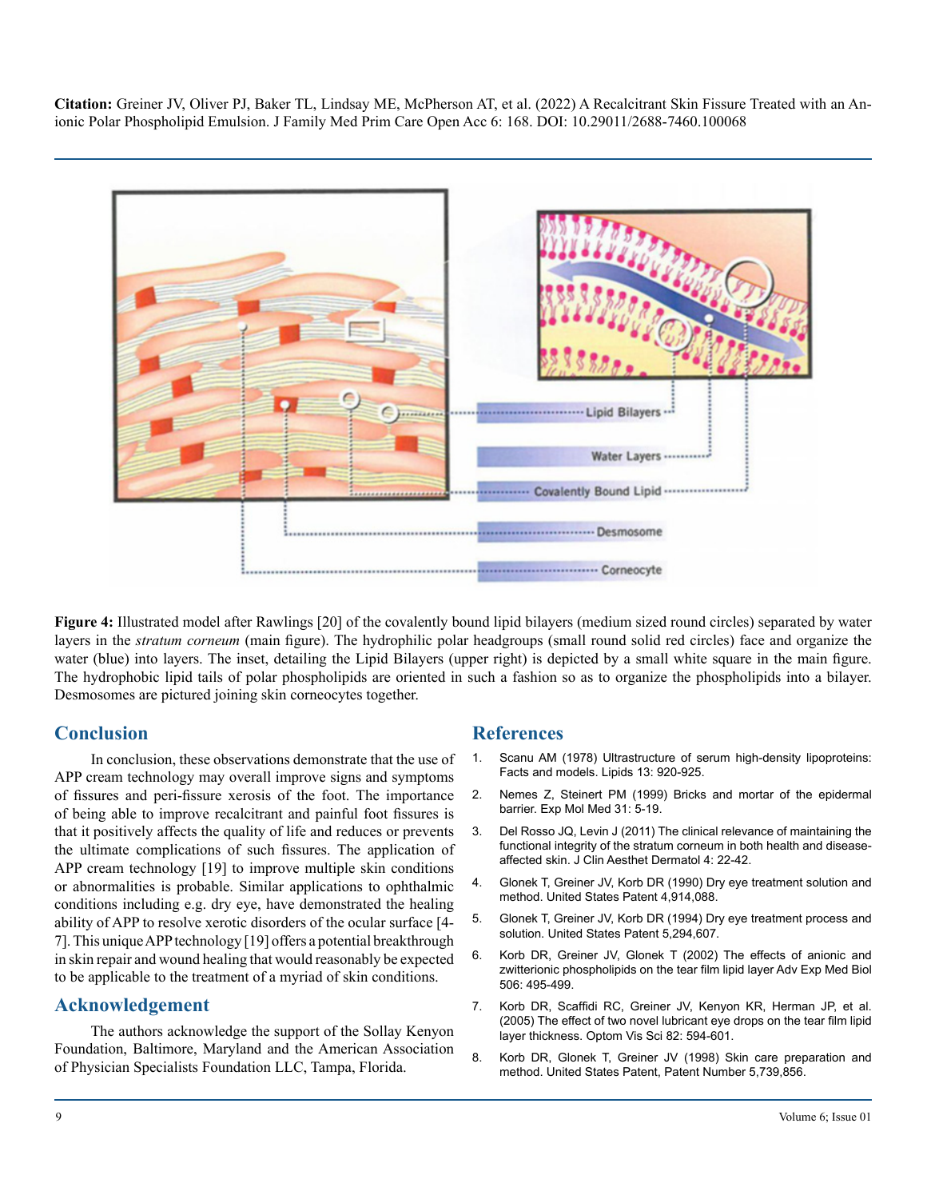**Citation:** Greiner JV, Oliver PJ, Baker TL, Lindsay ME, McPherson AT, et al. (2022) A Recalcitrant Skin Fissure Treated with an Anionic Polar Phospholipid Emulsion. J Family Med Prim Care Open Acc 6: 168. DOI: 10.29011/2688-7460.100068

**Figure 4:** Illustrated model after Rawlings [20] of the covalently bound lipid bilayers (medium sized round circles) separated by water layers in the *stratum corneum* (main figure). The hydrophilic polar headgroups (small round solid red circles) face and organize the water (blue) into layers. The inset, detailing the Lipid Bilayers (upper right) is depicted by a small white square in the main figure. The hydrophobic lipid tails of polar phospholipids are oriented in such a fashion so as to organize the phospholipids into a bilayer. Desmosomes are pictured joining skin corneocytes together.

## Conclusion

In conclusion, these observations demonstrate that the use of APP cream technology may overall improve signs and symptoms of fissures and peri-fissure xerosis of the foot. The importance of being able to improve recalcitrant and painful foot fissures is that it positively affects the quality of life and reduces or prevents the ultimate complications of such fissures. The application of APP cream technology [19] to improve multiple skin conditions or abnormalities is probable. Similar applications to ophthalmic conditions including e.g. dry eye, have demonstrated the healing ability of APP to resolve xerotic disorders of the ocular surface [4-7]. This unique APP technology [19] offers a potential breakthrough in skin repair and wound healing that would reasonably be expected to be applicable to the treatment of a myriad of skin conditions.

## Acknowledgement

The authors acknowledge the support of the Sollay Kenyon Foundation, Baltimore, Maryland and the American Association of Physician Specialists Foundation LLC, Tampa, Florida.

## References

1. Scanu AM (1978) Ultrastructure of serum high-density lipoproteins: Facts and models. Lipids 13: 920-925.
2. Nemes Z, Steinert PM (1999) Bricks and mortar of the epidermal barrier. Exp Mol Med 31: 5-19.
3. Del Rosso JQ, Levin J (2011) The clinical relevance of maintaining the functional integrity of the stratum corneum in both health and disease-affected skin. J Clin Aesthet Dermatol 4: 22-42.
4. Glonek T, Greiner JV, Korb DR (1990) Dry eye treatment solution and method. United States Patent 4,914,088.
5. Glonek T, Greiner JV, Korb DR (1994) Dry eye treatment process and solution. United States Patent 5,294,607.
6. Korb DR, Greiner JV, Glonek T (2002) The effects of anionic and zwitterionic phospholipids on the tear film lipid layer Adv Exp Med Biol 506: 495-499.
7. Korb DR, Scaffidi RC, Greiner JV, Kenyon KR, Herman JP, et al. (2005) The effect of two novel lubricant eye drops on the tear film lipid layer thickness. Optom Vis Sci 82: 594-601.
8. Korb DR, Glonek T, Greiner JV (1998) Skin care preparation and method. United States Patent, Patent Number 5,739,856.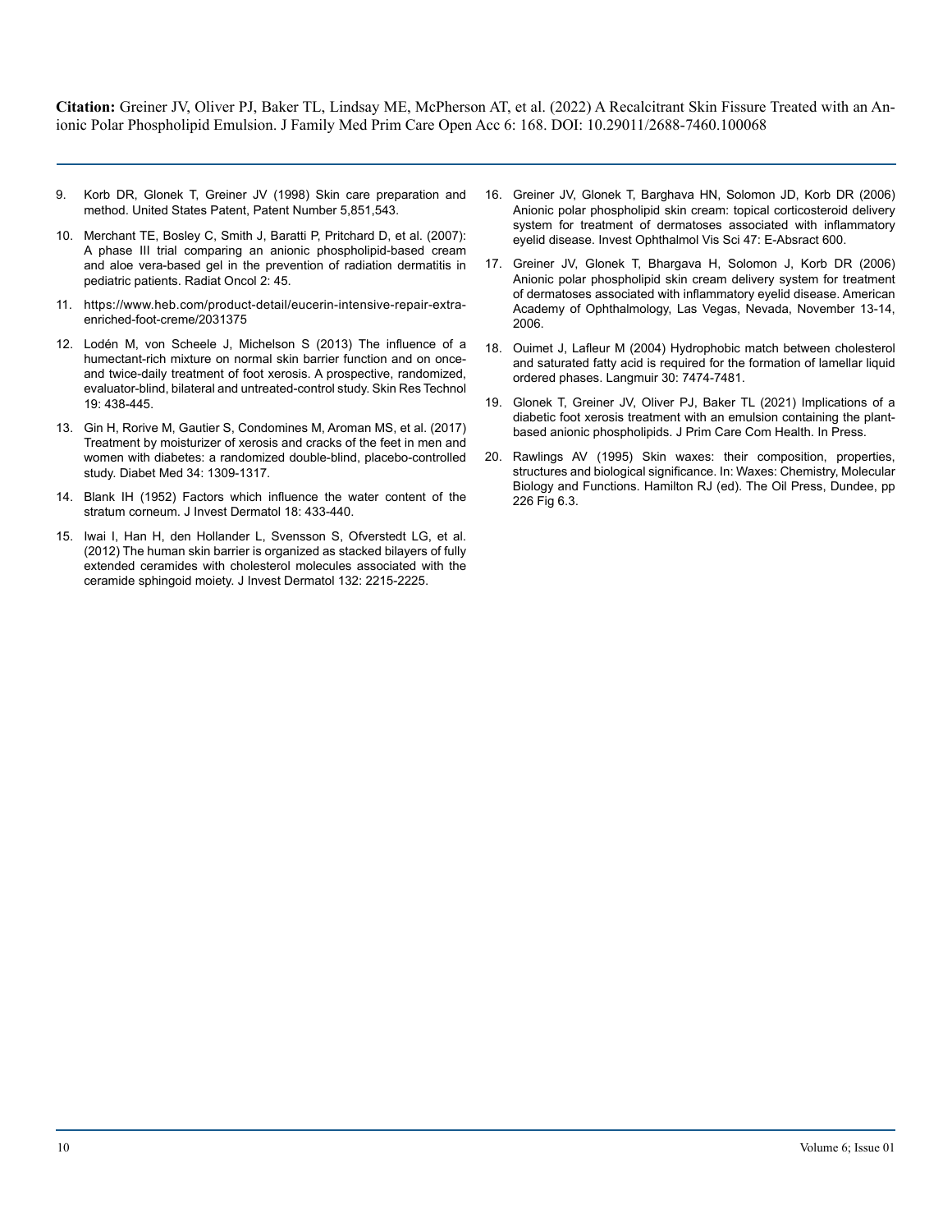9. Korb DR, Glonek T, Greiner JV (1998) Skin care preparation and method. United States Patent, Patent Number 5,851,543.

10. Merchant TE, Bosley C, Smith J, Baratti P, Pritchard D, et al. (2007): A phase III trial comparing an anionic phospholipid-based cream and aloe vera-based gel in the prevention of radiation dermatitis in pediatric patients. Radiat Oncol 2: 45.

11. https://www.heb.com/product-detail/eucerin-intensive-repair-extra-enriched-foot-creme/2031375

12. Lodén M, von Scheele J, Michelson S (2013) The influence of a humectant-rich mixture on normal skin barrier function and on once- and twice-daily treatment of foot xerosis. A prospective, randomized, evaluator-blind, bilateral and untreated-control study. Skin Res Technol 19: 438-445.

13. Gin H, Rorive M, Gautier S, Condomines M, Aroman MS, et al. (2017) Treatment by moisturizer of xerosis and cracks of the feet in men and women with diabetes: a randomized double-blind, placebo-controlled study. Diabet Med 34: 1309-1317.

14. Blank IH (1952) Factors which influence the water content of the stratum corneum. J Invest Dermatol 18: 433-440.

15. Iwai I, Han H, den Hollander L, Svensson S, Ofverstedt LG, et al. (2012) The human skin barrier is organized as stacked bilayers of fully extended ceramides with cholesterol molecules associated with the ceramide sphingoid moiety. J Invest Dermatol 132: 2215-2225.

16. Greiner JV, Glonek T, Barghava HN, Solomon JD, Korb DR (2006) Anionic polar phospholipid skin cream: topical corticosteroid delivery system for treatment of dermatoses associated with inflammatory eyelid disease. Invest Ophthalmol Vis Sci 47: E-Absract 600.

17. Greiner JV, Glonek T, Bhargava H, Solomon J, Korb DR (2006) Anionic polar phospholipid skin cream delivery system for treatment of dermatoses associated with inflammatory eyelid disease. American Academy of Ophthalmology, Las Vegas, Nevada, November 13-14, 2006.

18. Ouimet J, Lafleur M (2004) Hydrophobic match between cholesterol and saturated fatty acid is required for the formation of lamellar liquid ordered phases. Langmuir 30: 7474-7481.

19. Glonek T, Greiner JV, Oliver PJ, Baker TL (2021) Implications of a diabetic foot xerosis treatment with an emulsion containing the plant-based anionic phospholipids. J Prim Care Com Health. In Press.

20. Rawlings AV (1995) Skin waxes: their composition, properties, structures and biological significance. In: Waxes: Chemistry, Molecular Biology and Functions. Hamilton RJ (ed). The Oil Press, Dundee, pp 226 Fig 6.3.